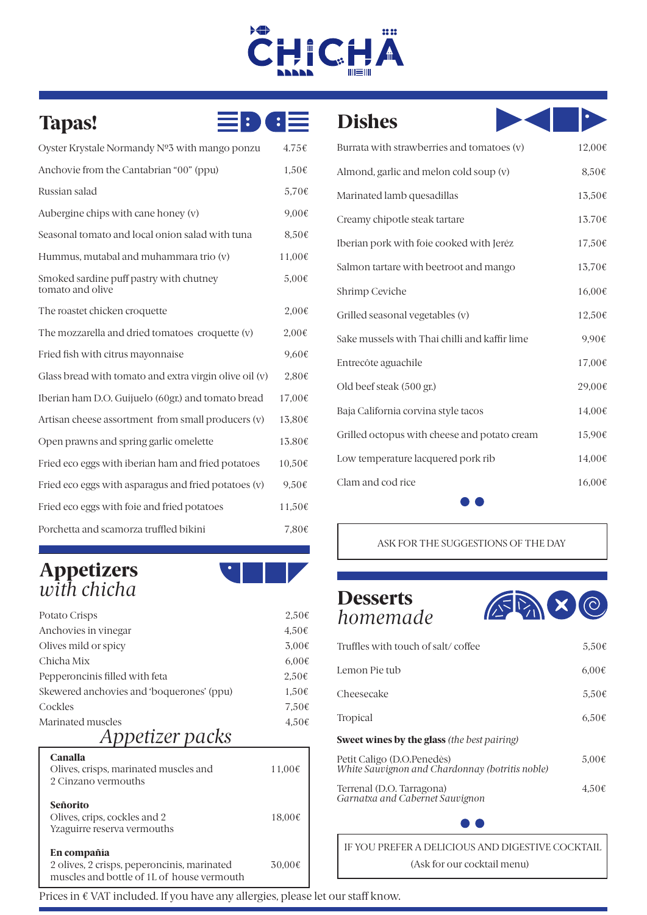# CHICHA

## Tapas!

| Item | Price |
|---|---|
| Oyster Krystale Normandy Nº3 with mango ponzu | 4.75€ |
| Anchovie from the Cantabrian "00" (ppu) | 1,50€ |
| Russian salad | 5,70€ |
| Aubergine chips with cane honey (v) | 9,00€ |
| Seasonal tomato and local onion salad with tuna | 8,50€ |
| Hummus, mutabal and muhammara trio (v) | 11,00€ |
| Smoked sardine puff pastry with chutney tomato and olive | 5,00€ |
| The roastet chicken croquette | 2,00€ |
| The mozzarella and dried tomatoes croquette (v) | 2,00€ |
| Fried fish with citrus mayonnaise | 9,60€ |
| Glass bread with tomato and extra virgin olive oil (v) | 2,80€ |
| Iberian ham D.O. Guijuelo (60gr.) and tomato bread | 17,00€ |
| Artisan cheese assortment from small producers (v) | 13,80€ |
| Open prawns and spring garlic omelette | 13.80€ |
| Fried eco eggs with iberian ham and fried potatoes | 10,50€ |
| Fried eco eggs with asparagus and fried potatoes (v) | 9,50€ |
| Fried eco eggs with foie and fried potatoes | 11,50€ |
| Porchetta and scamorza truffled bikini | 7,80€ |

## Appetizers *with chicha*

| Item | Price |
|---|---|
| Potato Crisps | 2,50€ |
| Anchovies in vinegar | 4,50€ |
| Olives mild or spicy | 3,00€ |
| Chicha Mix | 6,00€ |
| Pepperoncinis filled with feta | 2,50€ |
| Skewered anchovies and 'boquerones' (ppu) | 1,50€ |
| Cockles | 7,50€ |
| Marinated muscles | 4,50€ |

### *Appetizer packs*

| Pack | Price |
|---|---|
| **Canalla** Olives, crisps, marinated muscles and 2 Cinzano vermouths | 11,00€ |
| **Señorito** Olives, crips, cockles and 2 Yzaguirre reserva vermouths | 18,00€ |
| **En compañía** 2 olives, 2 crisps, peperoncinis, marinated muscles and bottle of 1L of house vermouth | 30,00€ |

## Dishes

| Item | Price |
|---|---|
| Burrata with strawberries and tomatoes (v) | 12,00€ |
| Almond, garlic and melon cold soup (v) | 8,50€ |
| Marinated lamb quesadillas | 13,50€ |
| Creamy chipotle steak tartare | 13.70€ |
| Iberian pork with foie cooked with Jeréz | 17,50€ |
| Salmon tartare with beetroot and mango | 13,70€ |
| Shrimp Ceviche | 16,00€ |
| Grilled seasonal vegetables (v) | 12,50€ |
| Sake mussels with Thai chilli and kaffir lime | 9,90€ |
| Entrecôte aguachile | 17,00€ |
| Old beef steak (500 gr.) | 29,00€ |
| Baja California corvina style tacos | 14,00€ |
| Grilled octopus with cheese and potato cream | 15,90€ |
| Low temperature lacquered pork rib | 14,00€ |
| Clam and cod rice | 16,00€ |

ASK FOR THE SUGGESTIONS OF THE DAY

## Desserts *homemade*

| Item | Price |
|---|---|
| Truffles with touch of salt/ coffee | 5,50€ |
| Lemon Pie tub | 6,00€ |
| Cheesecake | 5,50€ |
| Tropical | 6,50€ |

**Sweet wines by the glass** *(the best pairing)*

| Wine | Price |
|---|---|
| Petit Caligo (D.O.Penedès) *White Sauvignon and Chardonnay (botritis noble)* | 5,00€ |
| Terrenal (D.O. Tarragona) *Garnatxa and Cabernet Sauvignon* | 4,50€ |

IF YOU PREFER A DELICIOUS AND DIGESTIVE COCKTAIL
(Ask for our cocktail menu)

Prices in € VAT included. If you have any allergies, please let our staff know.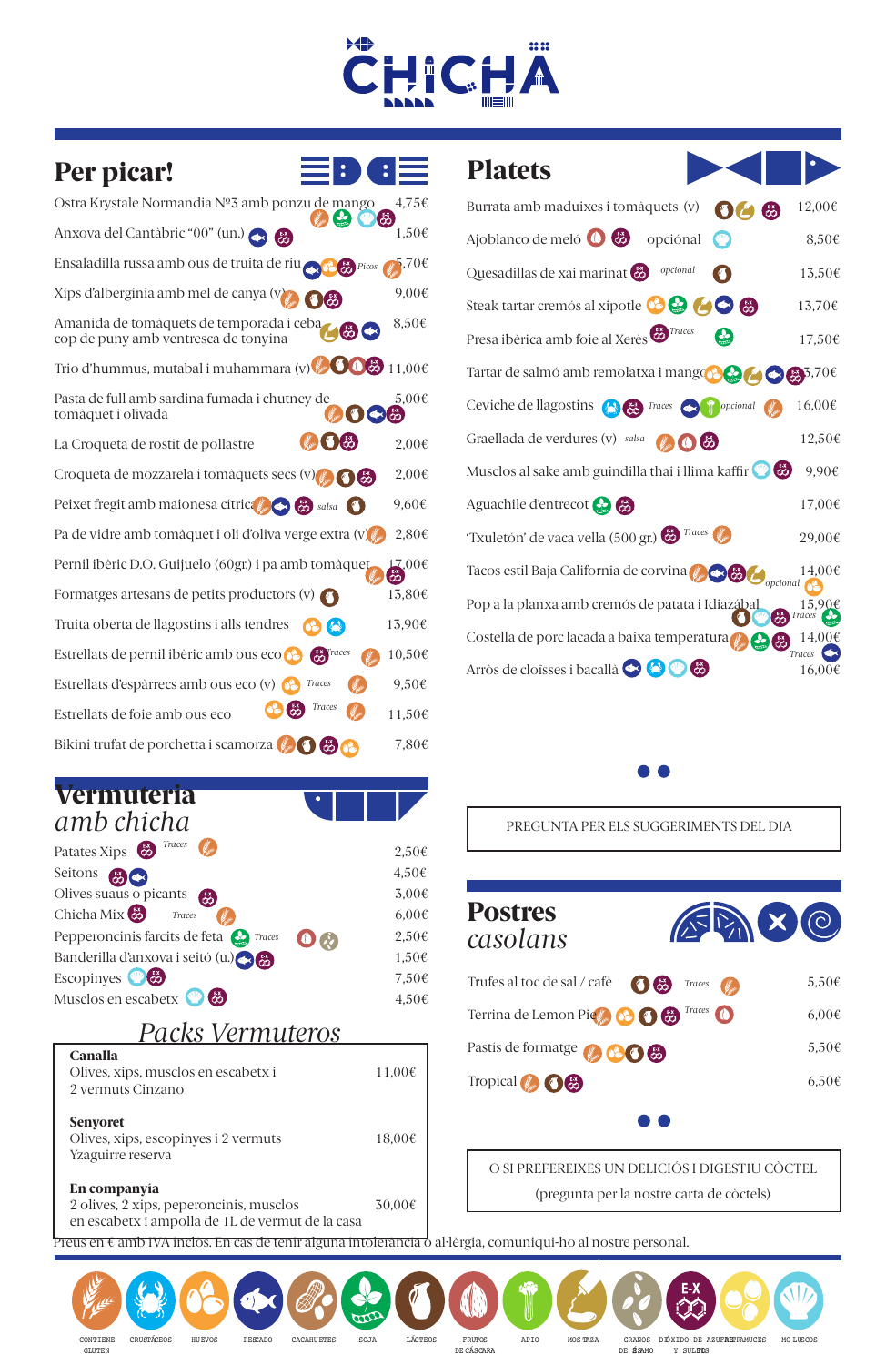# CHICHA

## Per picar!

| | |
|---|---|
| Ostra Krystale Normandia Nº3 amb ponzu de mango | 4,75€ |
| Anxova del Cantàbric "00" (un.) | 1,50€ |
| Ensaladilla russa amb ous de truita de riu *Picos* | 5,70€ |
| Xips d'albergínia amb mel de canya (v) | 9,00€ |
| Amanida de tomàquets de temporada i ceba cop de puny amb ventresca de tonyina | 8,50€ |
| Trio d'hummus, mutabal i muhammara (v) | 11,00€ |
| Pasta de full amb sardina fumada i chutney de tomàquet i olivada | 5,00€ |
| La Croqueta de rostit de pollastre | 2,00€ |
| Croqueta de mozzarela i tomàquets secs (v) | 2,00€ |
| Peixet fregit amb maionesa cítrica *salsa* | 9,60€ |
| Pa de vidre amb tomàquet i oli d'oliva verge extra (v) | 2,80€ |
| Pernil ibèric D.O. Guijuelo (60gr.) i pa amb tomàquet | 17,00€ |
| Formatges artesans de petits productors (v) | 13,80€ |
| Truita oberta de llagostins i alls tendres | 13,90€ |
| Estrellats de pernil ibèric amb ous eco *Traces* | 10,50€ |
| Estrellats d'espàrrecs amb ous eco (v) *Traces* | 9,50€ |
| Estrellats de foie amb ous eco *Traces* | 11,50€ |
| Bikini trufat de porchetta i scamorza | 7,80€ |

## Vermuteria *amb chicha*

| | |
|---|---|
| Patates Xips *Traces* | 2,50€ |
| Seitons | 4,50€ |
| Olives suaus o picants | 3,00€ |
| Chicha Mix *Traces* | 6,00€ |
| Pepperoncinis farcits de feta *Traces* | 2,50€ |
| Banderilla d'anxova i seitó (u.) | 1,50€ |
| Escopinyes | 7,50€ |
| Musclos en escabetx | 4,50€ |

### *Packs Vermuteros*

| | |
|---|---|
| **Canalla** Olives, xips, musclos en escabetx i 2 vermuts Cinzano | 11,00€ |
| **Senyoret** Olives, xips, escopinyes i 2 vermuts Yzaguirre reserva | 18,00€ |
| **En companyia** 2 olives, 2 xips, peperoncinis, musclos en escabetx i ampolla de 1L de vermut de la casa | 30,00€ |

## Platets

| | |
|---|---|
| Burrata amb maduixes i tomàquets (v) | 12,00€ |
| Ajoblanco de meló opciónal | 8,50€ |
| Quesadillas de xai marinat *opcional* | 13,50€ |
| Steak tartar cremós al xipotle | 13,70€ |
| Presa ibèrica amb foie al Xerès *Traces* | 17,50€ |
| Tartar de salmó amb remolatxa i mango | 13,70€ |
| Ceviche de llagostins *Traces* *opcional* | 16,00€ |
| Graellada de verdures (v) *salsa* | 12,50€ |
| Musclos al sake amb guindilla thai i llima kaffir | 9,90€ |
| Aguachile d'entrecot | 17,00€ |
| 'Txuletón' de vaca vella (500 gr.) *Traces* | 29,00€ |
| Tacos estil Baja California de corvina *opcional* | 14,00€ |
| Pop a la planxa amb cremós de patata i Idiazábal *Traces* | 15,90€ |
| Costella de porc lacada a baixa temperatura *Traces* | 14,00€ |
| Arròs de cloïsses i bacallà | 16,00€ |

PREGUNTA PER ELS SUGGERIMENTS DEL DIA

## Postres *casolans*

| | |
|---|---|
| Trufes al toc de sal / cafè *Traces* | 5,50€ |
| Terrina de Lemon Pie *Traces* | 6,00€ |
| Pastís de formatge | 5,50€ |
| Tropical | 6,50€ |

O SI PREFEREIXES UN DELICIÓS I DIGESTIU CÒCTEL (pregunta per la nostre carta de còctels)

Preus en € amb IVA inclòs. En cas de tenir alguna intolerància o al·lèrgia, comuniqui-ho al nostre personal.

CONTIENE GLUTEN · CRUSTÁCEOS · HUEVOS · PESCADO · CACAHUETES · SOJA · LÁCTEOS · FRUTOS DE CÁSCARA · APIO · MOSTAZA · GRANOS DE SÉSAMO · DIÓXIDO DE AZUFRE Y SULFITOS · ALTRAMUCES · MOLUSCOS